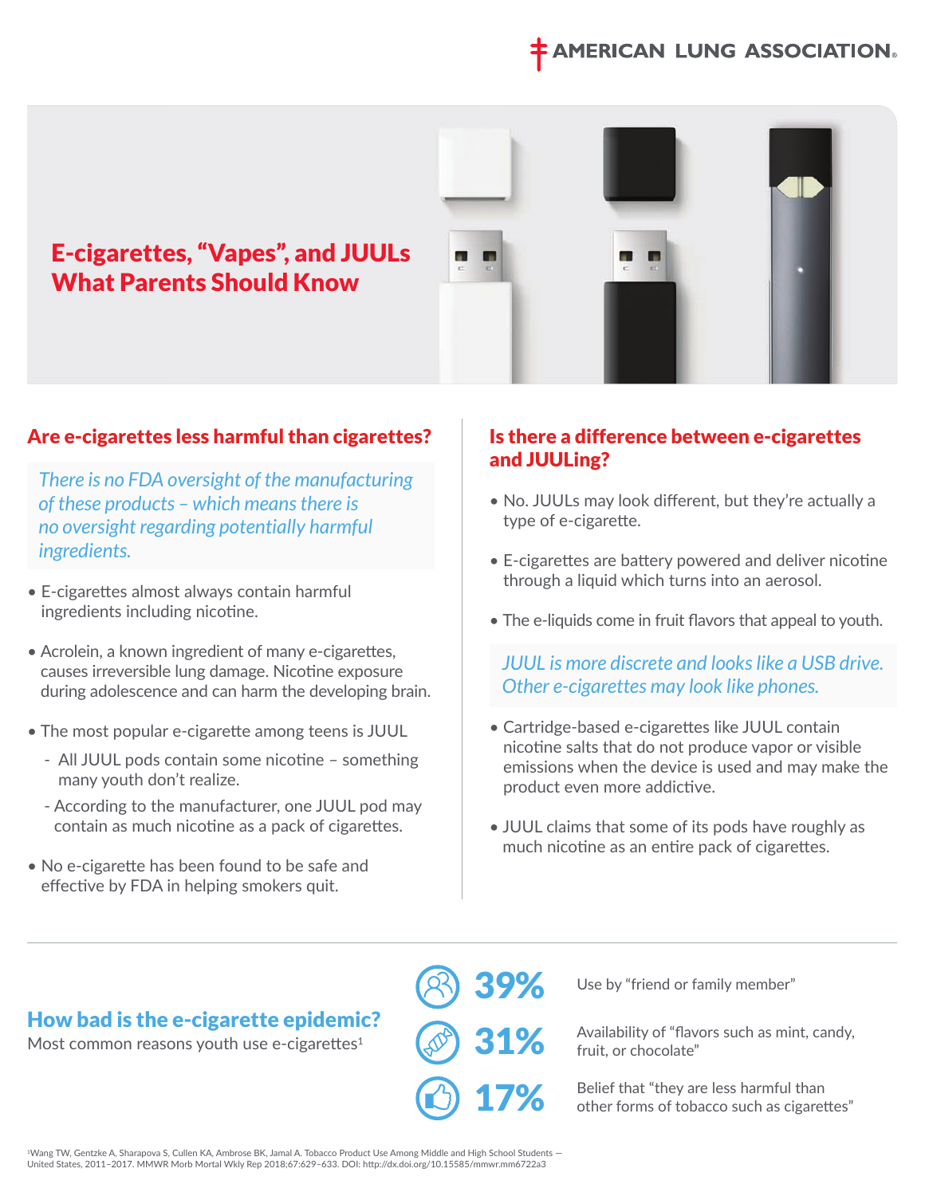AMERICAN LUNG ASSOCIATION.

# E-cigarettes, "Vapes", and JUULs What Parents Should Know

## Are e-cigarettes less harmful than cigarettes?

*There is no FDA oversight of the manufacturing of these products – which means there is no oversight regarding potentially harmful ingredients.*

- E-cigarettes almost always contain harmful ingredients including nicotine.
- Acrolein, a known ingredient of many e-cigarettes, causes irreversible lung damage. Nicotine exposure during adolescence and can harm the developing brain.
- The most popular e-cigarette among teens is JUUL
  - All JUUL pods contain some nicotine – something many youth don't realize.
  - According to the manufacturer, one JUUL pod may contain as much nicotine as a pack of cigarettes.
- No e-cigarette has been found to be safe and effective by FDA in helping smokers quit.

## Is there a difference between e-cigarettes and JUULing?

- No. JUULs may look different, but they're actually a type of e-cigarette.
- E-cigarettes are battery powered and deliver nicotine through a liquid which turns into an aerosol.
- The e-liquids come in fruit flavors that appeal to youth.

*JUUL is more discrete and looks like a USB drive. Other e-cigarettes may look like phones.*

- Cartridge-based e-cigarettes like JUUL contain nicotine salts that do not produce vapor or visible emissions when the device is used and may make the product even more addictive.
- JUUL claims that some of its pods have roughly as much nicotine as an entire pack of cigarettes.

## How bad is the e-cigarette epidemic?

Most common reasons youth use e-cigarettes[1]

**39%** Use by "friend or family member"

**31%** Availability of "flavors such as mint, candy, fruit, or chocolate"

**17%** Belief that "they are less harmful than other forms of tobacco such as cigarettes"

[1]Wang TW, Gentzke A, Sharapova S, Cullen KA, Ambrose BK, Jamal A. Tobacco Product Use Among Middle and High School Students — United States, 2011–2017. MMWR Morb Mortal Wkly Rep 2018;67:629–633. DOI: http://dx.doi.org/10.15585/mmwr.mm6722a3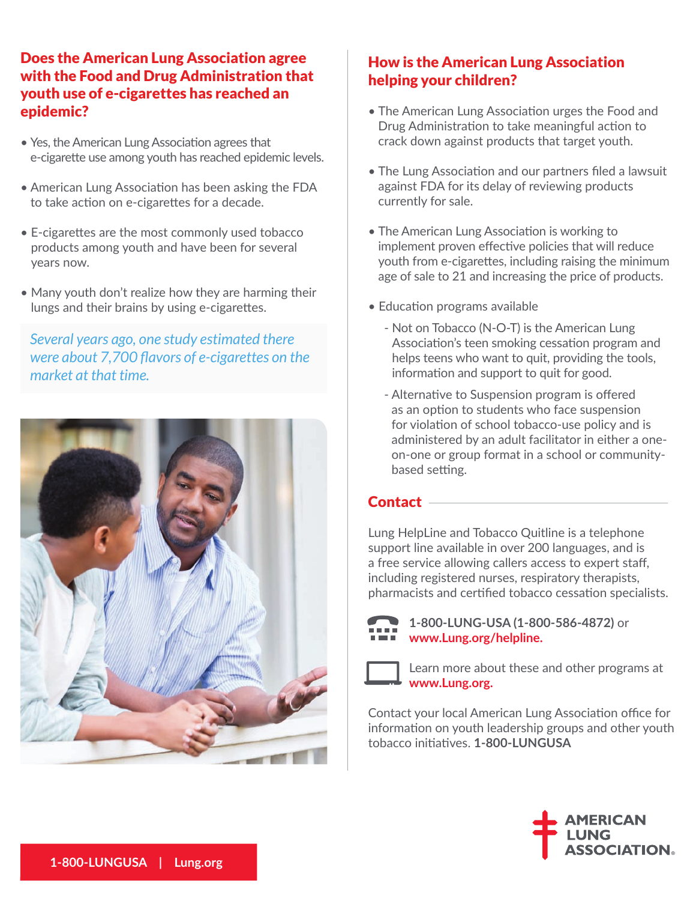## Does the American Lung Association agree with the Food and Drug Administration that youth use of e-cigarettes has reached an epidemic?

- Yes, the American Lung Association agrees that e-cigarette use among youth has reached epidemic levels.
- American Lung Association has been asking the FDA to take action on e-cigarettes for a decade.
- E-cigarettes are the most commonly used tobacco products among youth and have been for several years now.
- Many youth don't realize how they are harming their lungs and their brains by using e-cigarettes.

*Several years ago, one study estimated there were about 7,700 flavors of e-cigarettes on the market at that time.*

## How is the American Lung Association helping your children?

- The American Lung Association urges the Food and Drug Administration to take meaningful action to crack down against products that target youth.
- The Lung Association and our partners filed a lawsuit against FDA for its delay of reviewing products currently for sale.
- The American Lung Association is working to implement proven effective policies that will reduce youth from e-cigarettes, including raising the minimum age of sale to 21 and increasing the price of products.
- Education programs available
  - Not on Tobacco (N-O-T) is the American Lung Association's teen smoking cessation program and helps teens who want to quit, providing the tools, information and support to quit for good.
  - Alternative to Suspension program is offered as an option to students who face suspension for violation of school tobacco-use policy and is administered by an adult facilitator in either a one-on-one or group format in a school or community-based setting.

## Contact

Lung HelpLine and Tobacco Quitline is a telephone support line available in over 200 languages, and is a free service allowing callers access to expert staff, including registered nurses, respiratory therapists, pharmacists and certified tobacco cessation specialists.

**1-800-LUNG-USA (1-800-586-4872)** or **www.Lung.org/helpline.**

Learn more about these and other programs at **www.Lung.org.**

Contact your local American Lung Association office for information on youth leadership groups and other youth tobacco initiatives. **1-800-LUNGUSA**

**1-800-LUNGUSA | Lung.org**

AMERICAN LUNG ASSOCIATION®